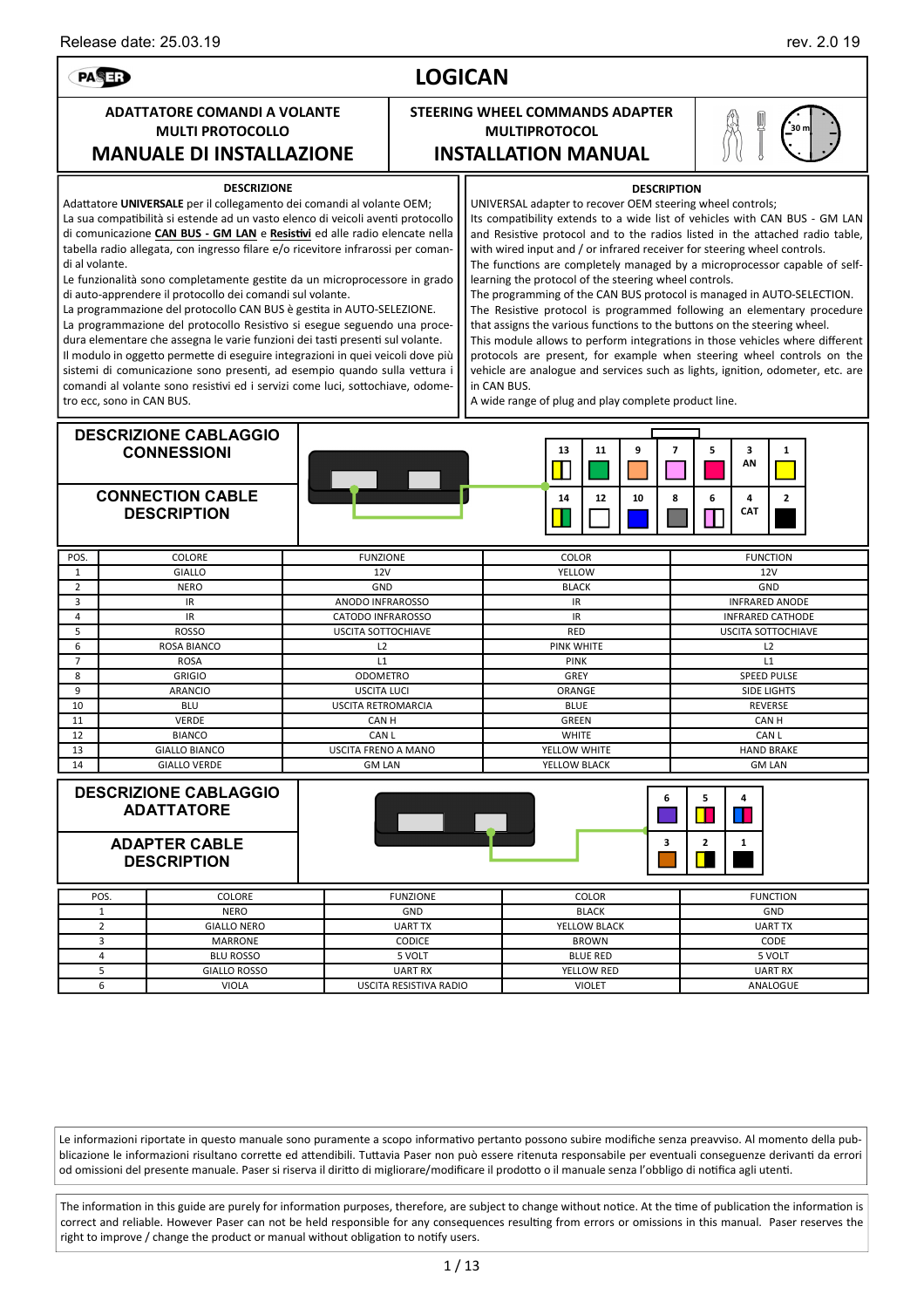Release date: 25.03.19 rev. 2.0 19

# LOGICAN

**ADATTATORE COMANDI A VOLANTE MULTI PROTOCOLLO**

## MANUALE DI INSTALLAZIONE

**STEERING WHEEL COMMANDS ADAPTER MULTIPROTOCOL**

## INSTALLATION MANUAL

30 m

### DESCRIZIONE

Adattatore **UNIVERSALE** per il collegamento dei comandi al volante OEM;
La sua compatibilità si estende ad un vasto elenco di veicoli aventi protocollo di comunicazione **CAN BUS - GM LAN** e **Resistivi** ed alle radio elencate nella tabella radio allegata, con ingresso filare e/o ricevitore infrarossi per comandi al volante.
Le funzionalità sono completamente gestite da un microprocessore in grado di auto-apprendere il protocollo dei comandi sul volante.
La programmazione del protocollo CAN BUS è gestita in AUTO-SELEZIONE.
La programmazione del protocollo Resistivo si esegue seguendo una procedura elementare che assegna le varie funzioni dei tasti presenti sul volante.
Il modulo in oggetto permette di eseguire integrazioni in quei veicoli dove più sistemi di comunicazione sono presenti, ad esempio quando sulla vettura i comandi al volante sono resistivi ed i servizi come luci, sottochiave, odometro ecc, sono in CAN BUS.

### DESCRIPTION

UNIVERSAL adapter to recover OEM steering wheel controls;
Its compatibility extends to a wide list of vehicles with CAN BUS - GM LAN and Resistive protocol and to the radios listed in the attached radio table, with wired input and / or infrared receiver for steering wheel controls.
The functions are completely managed by a microprocessor capable of self-learning the protocol of the steering wheel controls.
The programming of the CAN BUS protocol is managed in AUTO-SELECTION.
The Resistive protocol is programmed following an elementary procedure that assigns the various functions to the buttons on the steering wheel.
This module allows to perform integrations in those vehicles where different protocols are present, for example when steering wheel controls on the vehicle are analogue and services such as lights, ignition, odometer, etc. are in CAN BUS.
A wide range of plug and play complete product line.

## DESCRIZIONE CABLAGGIO CONNESSIONI / CONNECTION CABLE DESCRIPTION

| 13 | 11 | 9 | 7 | 5 | 3 AN | 1 |
|---|---|---|---|---|---|---|
| 14 | 12 | 10 | 8 | 6 | 4 CAT | 2 |

| POS. | COLORE | FUNZIONE | COLOR | FUNCTION |
|---|---|---|---|---|
| 1 | GIALLO | 12V | YELLOW | 12V |
| 2 | NERO | GND | BLACK | GND |
| 3 | IR | ANODO INFRAROSSO | IR | INFRARED ANODE |
| 4 | IR | CATODO INFRAROSSO | IR | INFRARED CATHODE |
| 5 | ROSSO | USCITA SOTTOCHIAVE | RED | USCITA SOTTOCHIAVE |
| 6 | ROSA BIANCO | L2 | PINK WHITE | L2 |
| 7 | ROSA | L1 | PINK | L1 |
| 8 | GRIGIO | ODOMETRO | GREY | SPEED PULSE |
| 9 | ARANCIO | USCITA LUCI | ORANGE | SIDE LIGHTS |
| 10 | BLU | USCITA RETROMARCIA | BLUE | REVERSE |
| 11 | VERDE | CAN H | GREEN | CAN H |
| 12 | BIANCO | CAN L | WHITE | CAN L |
| 13 | GIALLO BIANCO | USCITA FRENO A MANO | YELLOW WHITE | HAND BRAKE |
| 14 | GIALLO VERDE | GM LAN | YELLOW BLACK | GM LAN |

## DESCRIZIONE CABLAGGIO ADATTATORE / ADAPTER CABLE DESCRIPTION

| 6 | 5 | 4 |
|---|---|---|
| 3 | 2 | 1 |

| POS. | COLORE | FUNZIONE | COLOR | FUNCTION |
|---|---|---|---|---|
| 1 | NERO | GND | BLACK | GND |
| 2 | GIALLO NERO | UART TX | YELLOW BLACK | UART TX |
| 3 | MARRONE | CODICE | BROWN | CODE |
| 4 | BLU ROSSO | 5 VOLT | BLUE RED | 5 VOLT |
| 5 | GIALLO ROSSO | UART RX | YELLOW RED | UART RX |
| 6 | VIOLA | USCITA RESISTIVA RADIO | VIOLET | ANALOGUE |

Le informazioni riportate in questo manuale sono puramente a scopo informativo pertanto possono subire modifiche senza preavviso. Al momento della pubblicazione le informazioni risultano corrette ed attendibili. Tuttavia Paser non può essere ritenuta responsabile per eventuali conseguenze derivanti da errori od omissioni del presente manuale. Paser si riserva il diritto di migliorare/modificare il prodotto o il manuale senza l'obbligo di notifica agli utenti.

The information in this guide are purely for information purposes, therefore, are subject to change without notice. At the time of publication the information is correct and reliable. However Paser can not be held responsible for any consequences resulting from errors or omissions in this manual. Paser reserves the right to improve / change the product or manual without obligation to notify users.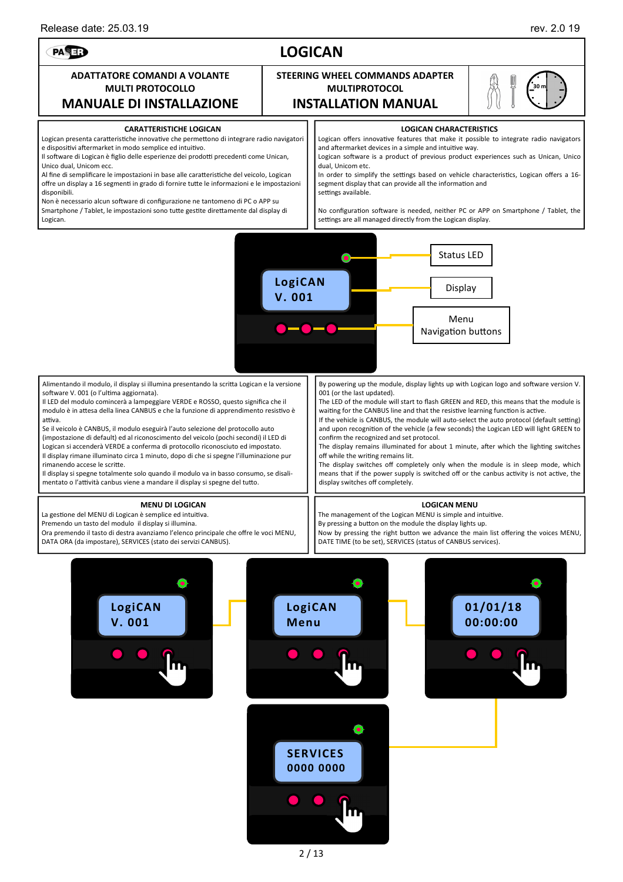Release date: 25.03.19 rev. 2.0 19

# LOGICAN

| ADATTATORE COMANDI A VOLANTE MULTI PROTOCOLLO | STEERING WHEEL COMMANDS ADAPTER MULTIPROTOCOL |
|---|---|
| **MANUALE DI INSTALLAZIONE** | **INSTALLATION MANUAL** |

## CARATTERISTICHE LOGICAN

Logican presenta caratteristiche innovative che permettono di integrare radio navigatori e dispositivi aftermarket in modo semplice ed intuitivo.
Il software di Logican è figlio delle esperienze dei prodotti precedenti come Unican, Unico dual, Unicom ecc.
Al fine di semplificare le impostazioni in base alle caratteristiche del veicolo, Logican offre un display a 16 segmenti in grado di fornire tutte le informazioni e le impostazioni disponibili.
Non è necessario alcun software di configurazione ne tantomeno di PC o APP su Smartphone / Tablet, le impostazioni sono tutte gestite direttamente dal display di Logican.

## LOGICAN CHARACTERISTICS

Logican offers innovative features that make it possible to integrate radio navigators and aftermarket devices in a simple and intuitive way.
Logican software is a product of previous product experiences such as Unican, Unico dual, Unicom etc.
In order to simplify the settings based on vehicle characteristics, Logican offers a 16-segment display that can provide all the information and settings available.

No configuration software is needed, neither PC or APP on Smartphone / Tablet, the settings are all managed directly from the Logican display.

Status LED
Display
Menu Navigation buttons

Alimentando il modulo, il display si illumina presentando la scritta Logican e la versione software V. 001 (o l'ultima aggiornata).
Il LED del modulo comincerà a lampeggiare VERDE e ROSSO, questo significa che il modulo è in attesa della linea CANBUS e che la funzione di apprendimento resistivo è attiva.
Se il veicolo è CANBUS, il modulo eseguirà l'auto selezione del protocollo auto (impostazione di default) ed al riconoscimento del veicolo (pochi secondi) il LED di Logican si accenderà VERDE a conferma di protocollo riconosciuto ed impostato.
Il display rimane illuminato circa 1 minuto, dopo di che si spegne l'illuminazione pur rimanendo accese le scritte.
Il display si spegne totalmente solo quando il modulo va in basso consumo, se disalimentato o l'attività canbus viene a mandare il display si spegne del tutto.

By powering up the module, display lights up with Logican logo and software version V. 001 (or the last updated).
The LED of the module will start to flash GREEN and RED, this means that the module is waiting for the CANBUS line and that the resistive learning function is active.
If the vehicle is CANBUS, the module will auto-select the auto protocol (default setting) and upon recognition of the vehicle (a few seconds) the Logican LED will light GREEN to confirm the recognized and set protocol.
The display remains illuminated for about 1 minute, after which the lighting switches off while the writing remains lit.
The display switches off completely only when the module is in sleep mode, which means that if the power supply is switched off or the canbus activity is not active, the display switches off completely.

## MENU DI LOGICAN

La gestione del MENU di Logican è semplice ed intuitiva.
Premendo un tasto del modulo il display si illumina.
Ora premendo il tasto di destra avanziamo l'elenco principale che offre le voci MENU, DATA ORA (da impostare), SERVICES (stato dei servizi CANBUS).

## LOGICAN MENU

The management of the Logican MENU is simple and intuitive.
By pressing a button on the module the display lights up.
Now by pressing the right button we advance the main list offering the voices MENU, DATE TIME (to be set), SERVICES (status of CANBUS services).

LogiCAN V. 001 → LogiCAN Menu → 01/01/18 00:00:00 → SERVICES 0000 0000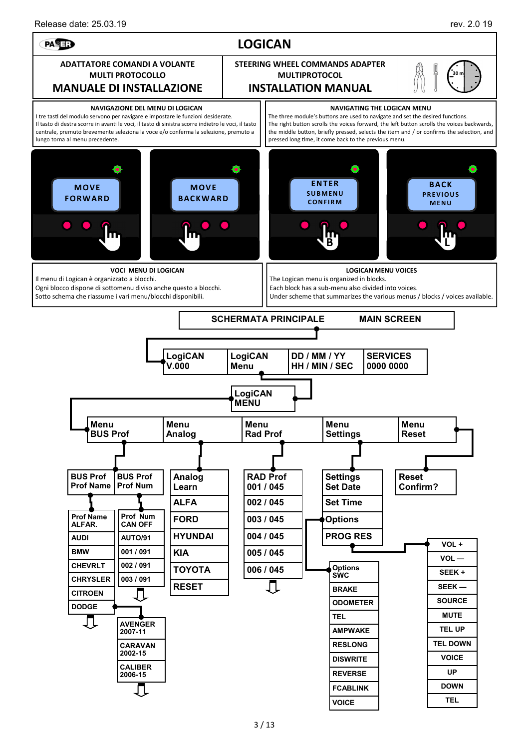Release date: 25.03.19 rev. 2.0 19

# LOGICAN

| ADATTATORE COMANDI A VOLANTE MULTI PROTOCOLLO | STEERING WHEEL COMMANDS ADAPTER MULTIPROTOCOL |
|---|---|
| **MANUALE DI INSTALLAZIONE** | **INSTALLATION MANUAL** |

30 m

## NAVIGAZIONE DEL MENU DI LOGICAN

I tre tasti del modulo servono per navigare e impostare le funzioni desiderate.
Il tasto di destra scorre in avanti le voci, il tasto di sinistra scorre indietro le voci, il tasto centrale, premuto brevemente seleziona la voce e/o conferma la selezione, premuto a lungo torna al menu precedente.

## NAVIGATING THE LOGICAN MENU

The three module's buttons are used to navigate and set the desired functions.
The right button scrolls the voices forward, the left button scrolls the voices backwards, the middle button, briefly pressed, selects the item and / or confirms the selection, and pressed long time, it come back to the previous menu.

| MOVE FORWARD | MOVE BACKWARD | ENTER SUBMENU CONFIRM (B) | BACK PREVIOUS MENU (L) |
|---|---|---|---|

## VOCI MENU DI LOGICAN

Il menu di Logican è organizzato a blocchi.
Ogni blocco dispone di sottomenu diviso anche questo a blocchi.
Sotto schema che riassume i vari menu/blocchi disponibili.

## LOGICAN MENU VOICES

The Logican menu is organized in blocks.
Each block has a sub-menu also divided into voices.
Under scheme that summarizes the various menus / blocks / voices available.

**SCHERMATA PRINCIPALE — MAIN SCREEN**

- LogiCAN V.000
- LogiCAN Menu
- DD / MM / YY HH / MIN / SEC
- SERVICES 0000 0000

**LogiCAN MENU**

- **Menu BUS Prof**
  - BUS Prof Prof Name
    - Prof Name ALFAR., AUDI, BMW, CHEVRLT, CHRYSLER, CITROEN, DODGE ⇩
      - (DODGE) AVENGER 2007-11, CARAVAN 2002-15, CALIBER 2006-15 ⇩
  - BUS Prof Prof Num
    - Prof Num CAN OFF, AUTO/91, 001 / 091, 002 / 091, 003 / 091 ⇩
- **Menu Analog**
  - Analog Learn, ALFA, FORD, HYUNDAI, KIA, TOYOTA, RESET
- **Menu Rad Prof**
  - RAD Prof 001 / 045, 002 / 045, 003 / 045, 004 / 045, 005 / 045, 006 / 045 ⇩
- **Menu Settings**
  - Settings Set Date
  - Set Time
  - Options
    - Options SWC, BRAKE, ODOMETER, TEL, AMPWAKE, RESLONG, DISWRITE, REVERSE, FCABLINK, VOICE
  - PROG RES
    - VOL +, VOL —, SEEK +, SEEK —, SOURCE, MUTE, TEL UP, TEL DOWN, VOICE, UP, DOWN, TEL
- **Menu Reset**
  - Reset Confirm?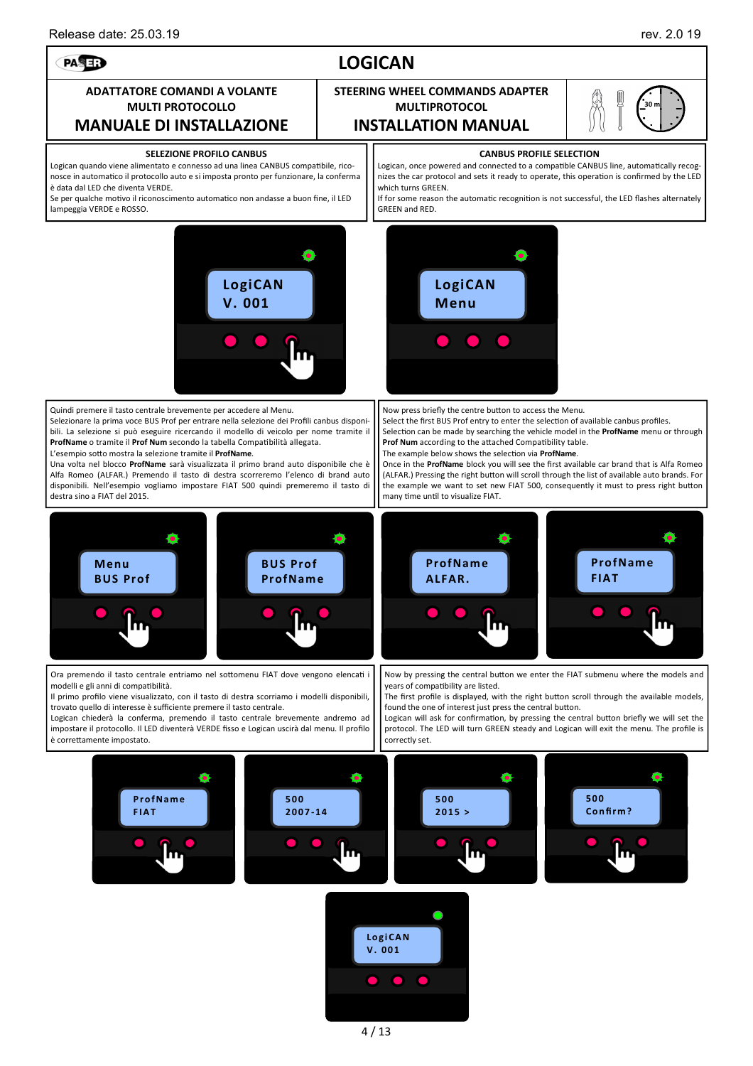Release date: 25.03.19 rev. 2.0 19

# LOGICAN

| ADATTATORE COMANDI A VOLANTE MULTI PROTOCOLLO | STEERING WHEEL COMMANDS ADAPTER MULTIPROTOCOL |
|---|---|
| **MANUALE DI INSTALLAZIONE** | **INSTALLATION MANUAL** |

## SELEZIONE PROFILO CANBUS

Logican quando viene alimentato e connesso ad una linea CANBUS compatibile, riconosce in automatico il protocollo auto e si imposta pronto per funzionare, la conferma è data dal LED che diventa VERDE.
Se per qualche motivo il riconoscimento automatico non andasse a buon fine, il LED lampeggia VERDE e ROSSO.

## CANBUS PROFILE SELECTION

Logican, once powered and connected to a compatible CANBUS line, automatically recognizes the car protocol and sets it ready to operate, this operation is confirmed by the LED which turns GREEN.
If for some reason the automatic recognition is not successful, the LED flashes alternately GREEN and RED.

LogiCAN V. 001 — LogiCAN Menu

Quindi premere il tasto centrale brevemente per accedere al Menu.
Selezionare la prima voce BUS Prof per entrare nella selezione dei Profili canbus disponibili. La selezione si può eseguire ricercando il modello di veicolo per nome tramite il **ProfName** o tramite il **Prof Num** secondo la tabella Compatibilità allegata.
L'esempio sotto mostra la selezione tramite il **ProfName**.
Una volta nel blocco **ProfName** sarà visualizzata il primo brand auto disponibile che è Alfa Romeo (ALFAR.) Premendo il tasto di destra scorreremo l'elenco di brand auto disponibili. Nell'esempio vogliamo impostare FIAT 500 quindi premeremo il tasto di destra sino a FIAT del 2015.

Now press briefly the centre button to access the Menu.
Select the first BUS Prof entry to enter the selection of available canbus profiles.
Selection can be made by searching the vehicle model in the **ProfName** menu or through **Prof Num** according to the attached Compatibility table.
The example below shows the selection via **ProfName**.
Once in the **ProfName** block you will see the first available car brand that is Alfa Romeo (ALFAR.) Pressing the right button will scroll through the list of available auto brands. For the example we want to set new FIAT 500, consequently it must to press right button many time until to visualize FIAT.

Menu BUS Prof — BUS Prof ProfName — ProfName ALFAR. — ProfName FIAT

Ora premendo il tasto centrale entriamo nel sottomenu FIAT dove vengono elencati i modelli e gli anni di compatibilità.
Il primo profilo viene visualizzato, con il tasto di destra scorriamo i modelli disponibili, trovato quello di interesse è sufficiente premere il tasto centrale.
Logican chiederà la conferma, premendo il tasto centrale brevemente andremo ad impostare il protocollo. Il LED diventerà VERDE fisso e Logican uscirà dal menu. Il profilo è correttamente impostato.

Now by pressing the central button we enter the FIAT submenu where the models and years of compatibility are listed.
The first profile is displayed, with the right button scroll through the available models, found the one of interest just press the central button.
Logican will ask for confirmation, by pressing the central button briefly we will set the protocol. The LED will turn GREEN steady and Logican will exit the menu. The profile is correctly set.

ProfName FIAT — 500 2007-14 — 500 2015 > — 500 Confirm? — LogiCAN V. 001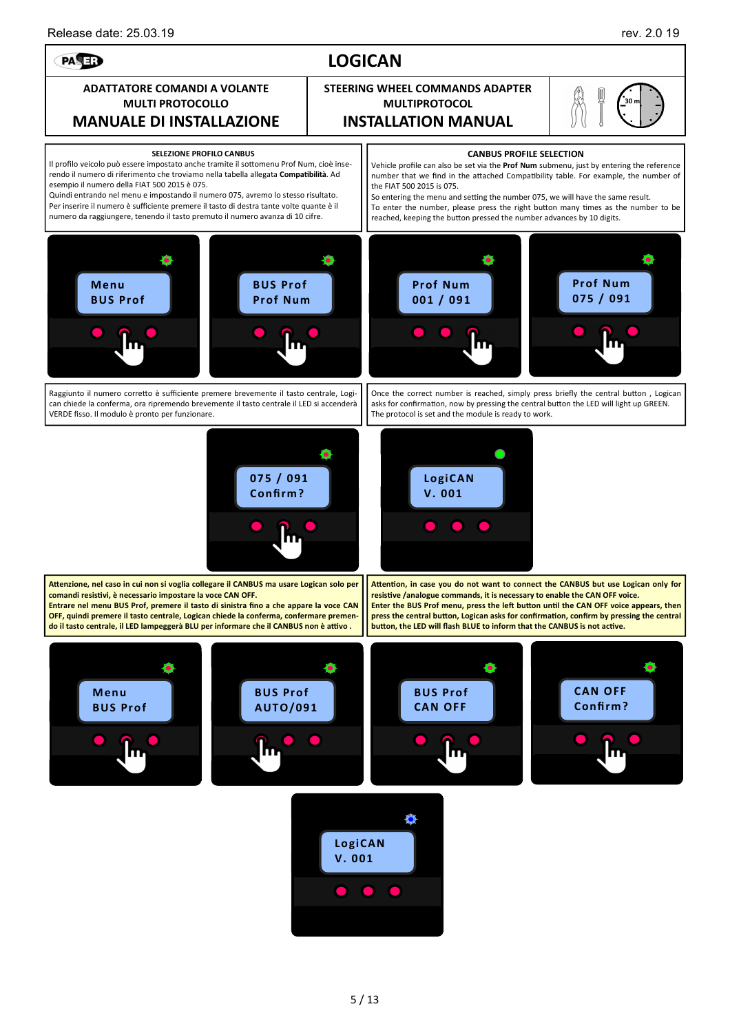Release date: 25.03.19 rev. 2.0 19

# LOGICAN

| ADATTATORE COMANDI A VOLANTE MULTI PROTOCOLLO | STEERING WHEEL COMMANDS ADAPTER MULTIPROTOCOL |
|---|---|
| **MANUALE DI INSTALLAZIONE** | **INSTALLATION MANUAL** |

### SELEZIONE PROFILO CANBUS

Il profilo veicolo può essere impostato anche tramite il sottomenu Prof Num, cioè inserendo il numero di riferimento che troviamo nella tabella allegata **Compatibilità**. Ad esempio il numero della FIAT 500 2015 è 075.
Quindi entrando nel menu e impostando il numero 075, avremo lo stesso risultato.
Per inserire il numero è sufficiente premere il tasto di destra tante volte quante è il numero da raggiungere, tenendo il tasto premuto il numero avanza di 10 cifre.

### CANBUS PROFILE SELECTION

Vehicle profile can also be set via the **Prof Num** submenu, just by entering the reference number that we find in the attached Compatibility table. For example, the number of the FIAT 500 2015 is 075.
So entering the menu and setting the number 075, we will have the same result.
To enter the number, please press the right button many times as the number to be reached, keeping the button pressed the number advances by 10 digits.

Menu / BUS Prof — BUS Prof / Prof Num — Prof Num / 001 / 091 — Prof Num / 075 / 091

Raggiunto il numero corretto è sufficiente premere brevemente il tasto centrale, Logican chiede la conferma, ora ripremendo brevemente il tasto centrale il LED si accenderà VERDE fisso. Il modulo è pronto per funzionare.

Once the correct number is reached, simply press briefly the central button , Logican asks for confirmation, now by pressing the central button the LED will light up GREEN. The protocol is set and the module is ready to work.

075 / 091 / Confirm? — LogiCAN / V. 001

**Attenzione, nel caso in cui non si voglia collegare il CANBUS ma usare Logican solo per comandi resistivi, è necessario impostare la voce CAN OFF.**
**Entrare nel menu BUS Prof, premere il tasto di sinistra fino a che appare la voce CAN OFF, quindi premere il tasto centrale, Logican chiede la conferma, confermare premendo il tasto centrale, il LED lampeggerà BLU per informare che il CANBUS non è attivo .**

**Attention, in case you do not want to connect the CANBUS but use Logican only for resistive /analogue commands, it is necessary to enable the CAN OFF voice.**
**Enter the BUS Prof menu, press the left button until the CAN OFF voice appears, then press the central button, Logican asks for confirmation, confirm by pressing the central button, the LED will flash BLUE to inform that the CANBUS is not active.**

Menu / BUS Prof — BUS Prof / AUTO/091 — BUS Prof / CAN OFF — CAN OFF / Confirm?

LogiCAN / V. 001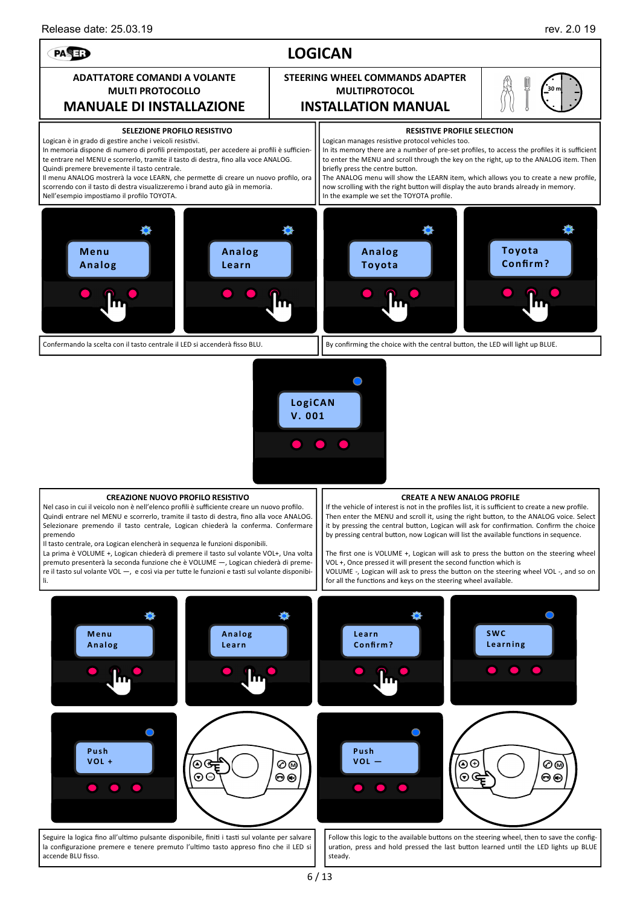Release date: 25.03.19 rev. 2.0 19

# LOGICAN

| ADATTATORE COMANDI A VOLANTE MULTI PROTOCOLLO | STEERING WHEEL COMMANDS ADAPTER MULTIPROTOCOL |
|---|---|
| **MANUALE DI INSTALLAZIONE** | **INSTALLATION MANUAL** |

## SELEZIONE PROFILO RESISTIVO

Logican è in grado di gestire anche i veicoli resistivi.
In memoria dispone di numero di profili preimpostati, per accedere ai profili è sufficiente entrare nel MENU e scorrerlo, tramite il tasto di destra, fino alla voce ANALOG. Quindi premere brevemente il tasto centrale.
Il menu ANALOG mostrerà la voce LEARN, che permette di creare un nuovo profilo, ora scorrendo con il tasto di destra visualizzeremo i brand auto già in memoria.
Nell'esempio impostiamo il profilo TOYOTA.

## RESISTIVE PROFILE SELECTION

Logican manages resistive protocol vehicles too.
In its memory there are a number of pre-set profiles, to access the profiles it is sufficient to enter the MENU and scroll through the key on the right, up to the ANALOG item. Then briefly press the centre button.
The ANALOG menu will show the LEARN item, which allows you to create a new profile, now scrolling with the right button will display the auto brands already in memory.
In the example we set the TOYOTA profile.

Menu Analog — Analog Learn — Analog Toyota — Toyota Confirm?

Confermando la scelta con il tasto centrale il LED si accenderà fisso BLU.

By confirming the choice with the central button, the LED will light up BLUE.

LogiCAN V. 001

## CREAZIONE NUOVO PROFILO RESISTIVO

Nel caso in cui il veicolo non è nell'elenco profili è sufficiente creare un nuovo profilo.
Quindi entrare nel MENU e scorrerlo, tramite il tasto di destra, fino alla voce ANALOG. Selezionare premendo il tasto centrale, Logican chiederà la conferma. Confermare premendo
Il tasto centrale, ora Logican elencherà in sequenza le funzioni disponibili.
La prima è VOLUME +, Logican chiederà di premere il tasto sul volante VOL+, Una volta premuto presenterà la seconda funzione che è VOLUME —, Logican chiederà di premere il tasto sul volante VOL —, e così via per tutte le funzioni e tasti sul volante disponibili.

## CREATE A NEW ANALOG PROFILE

If the vehicle of interest is not in the profiles list, it is sufficient to create a new profile.
Then enter the MENU and scroll it, using the right button, to the ANALOG voice. Select it by pressing the central button, Logican will ask for confirmation. Confirm the choice by pressing central button, now Logican will list the available functions in sequence.

The first one is VOLUME +, Logican will ask to press the button on the steering wheel VOL +, Once pressed it will present the second function which is VOLUME -, Logican will ask to press the button on the steering wheel VOL -, and so on for all the functions and keys on the steering wheel available.

Menu Analog — Analog Learn — Learn Confirm? — SWC Learning

Push VOL + — Push VOL —

Seguire la logica fino all'ultimo pulsante disponibile, finiti i tasti sul volante per salvare la configurazione premere e tenere premuto l'ultimo tasto appreso fino che il LED si accende BLU fisso.

Follow this logic to the available buttons on the steering wheel, then to save the configuration, press and hold pressed the last button learned until the LED lights up BLUE steady.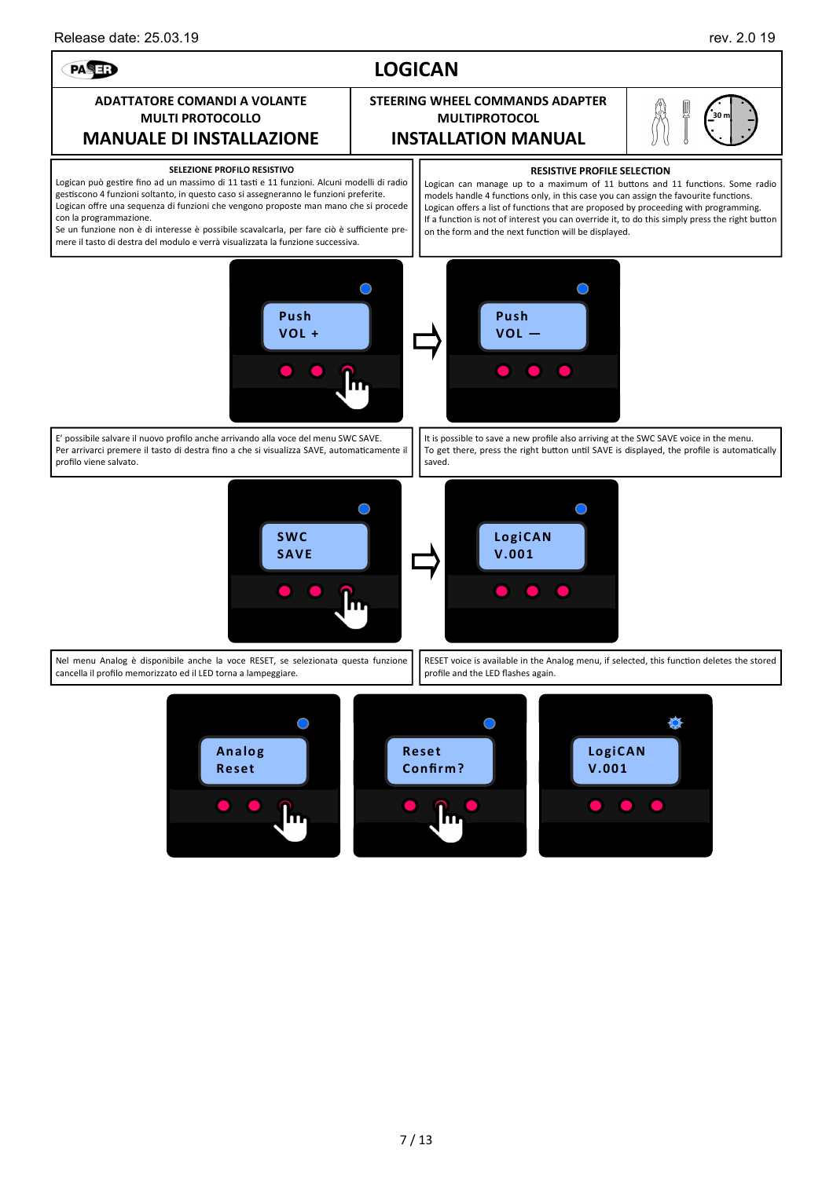Release date: 25.03.19 rev. 2.0 19

# LOGICAN

| ADATTATORE COMANDI A VOLANTE MULTI PROTOCOLLO | STEERING WHEEL COMMANDS ADAPTER MULTIPROTOCOL |
| --- | --- |
| **MANUALE DI INSTALLAZIONE** | **INSTALLATION MANUAL** |

30 m

**SELEZIONE PROFILO RESISTIVO**

Logican può gestire fino ad un massimo di 11 tasti e 11 funzioni. Alcuni modelli di radio gestiscono 4 funzioni soltanto, in questo caso si assegneranno le funzioni preferite. Logican offre una sequenza di funzioni che vengono proposte man mano che si procede con la programmazione.
Se un funzione non è di interesse è possibile scavalcarla, per fare ciò è sufficiente premere il tasto di destra del modulo e verrà visualizzata la funzione successiva.

**RESISTIVE PROFILE SELECTION**

Logican can manage up to a maximum of 11 buttons and 11 functions. Some radio models handle 4 functions only, in this case you can assign the favourite functions. Logican offers a list of functions that are proposed by proceeding with programming.
If a function is not of interest you can override it, to do this simply press the right button on the form and the next function will be displayed.

Push VOL + ⇨ Push VOL —

E' possibile salvare il nuovo profilo anche arrivando alla voce del menu SWC SAVE.
Per arrivarci premere il tasto di destra fino a che si visualizza SAVE, automaticamente il profilo viene salvato.

It is possible to save a new profile also arriving at the SWC SAVE voice in the menu.
To get there, press the right button until SAVE is displayed, the profile is automatically saved.

SWC SAVE ⇨ LogiCAN V.001

Nel menu Analog è disponibile anche la voce RESET, se selezionata questa funzione cancella il profilo memorizzato ed il LED torna a lampeggiare.

RESET voice is available in the Analog menu, if selected, this function deletes the stored profile and the LED flashes again.

Analog Reset → Reset Confirm? → LogiCAN V.001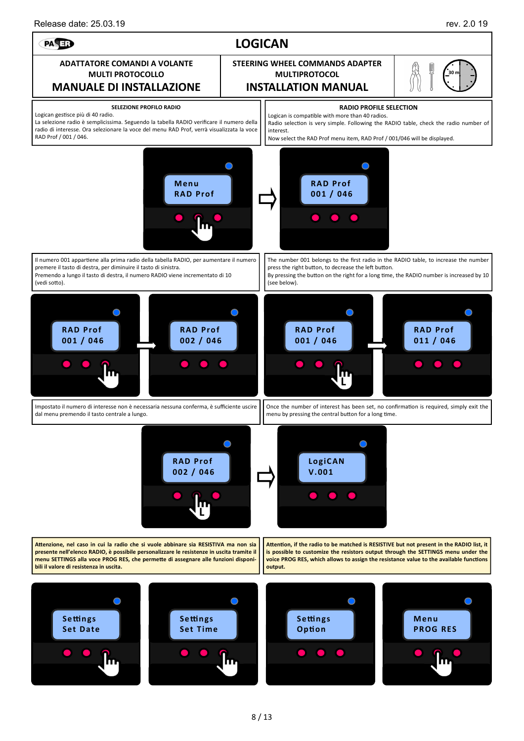Release date: 25.03.19 rev. 2.0 19

# LOGICAN

| ADATTATORE COMANDI A VOLANTE MULTI PROTOCOLLO | STEERING WHEEL COMMANDS ADAPTER MULTIPROTOCOL |
|---|---|
| **MANUALE DI INSTALLAZIONE** | **INSTALLATION MANUAL** |

### SELEZIONE PROFILO RADIO

Logican gestisce più di 40 radio.
La selezione radio è semplicissima. Seguendo la tabella RADIO verificare il numero della radio di interesse. Ora selezionare la voce del menu RAD Prof, verrà visualizzata la voce RAD Prof / 001 / 046.

### RADIO PROFILE SELECTION

Logican is compatible with more than 40 radios.
Radio selection is very simple. Following the RADIO table, check the radio number of interest.
Now select the RAD Prof menu item, RAD Prof / 001/046 will be displayed.

Menu
RAD Prof

RAD Prof
001 / 046

Il numero 001 appartiene alla prima radio della tabella RADIO, per aumentare il numero premere il tasto di destra, per diminuire il tasto di sinistra.
Premendo a lungo il tasto di destra, il numero RADIO viene incrementato di 10 (vedi sotto).

The number 001 belongs to the first radio in the RADIO table, to increase the number press the right button, to decrease the left button.
By pressing the button on the right for a long time, the RADIO number is increased by 10 (see below).

RAD Prof
001 / 046

RAD Prof
002 / 046

RAD Prof
001 / 046

RAD Prof
011 / 046

Impostato il numero di interesse non è necessaria nessuna conferma, è sufficiente uscire dal menu premendo il tasto centrale a lungo.

Once the number of interest has been set, no confirmation is required, simply exit the menu by pressing the central button for a long time.

RAD Prof
002 / 046

LogiCAN
V.001

**Attenzione, nel caso in cui la radio che si vuole abbinare sia RESISTIVA ma non sia presente nell'elenco RADIO, è possibile personalizzare le resistenze in uscita tramite il menu SETTINGS alla voce PROG RES, che permette di assegnare alle funzioni disponibili il valore di resistenza in uscita.**

**Attention, if the radio to be matched is RESISTIVE but not present in the RADIO list, it is possible to customize the resistors output through the SETTINGS menu under the voice PROG RES, which allows to assign the resistance value to the available functions output.**

Settings
Set Date

Settings
Set Time

Settings
Option

Menu
PROG RES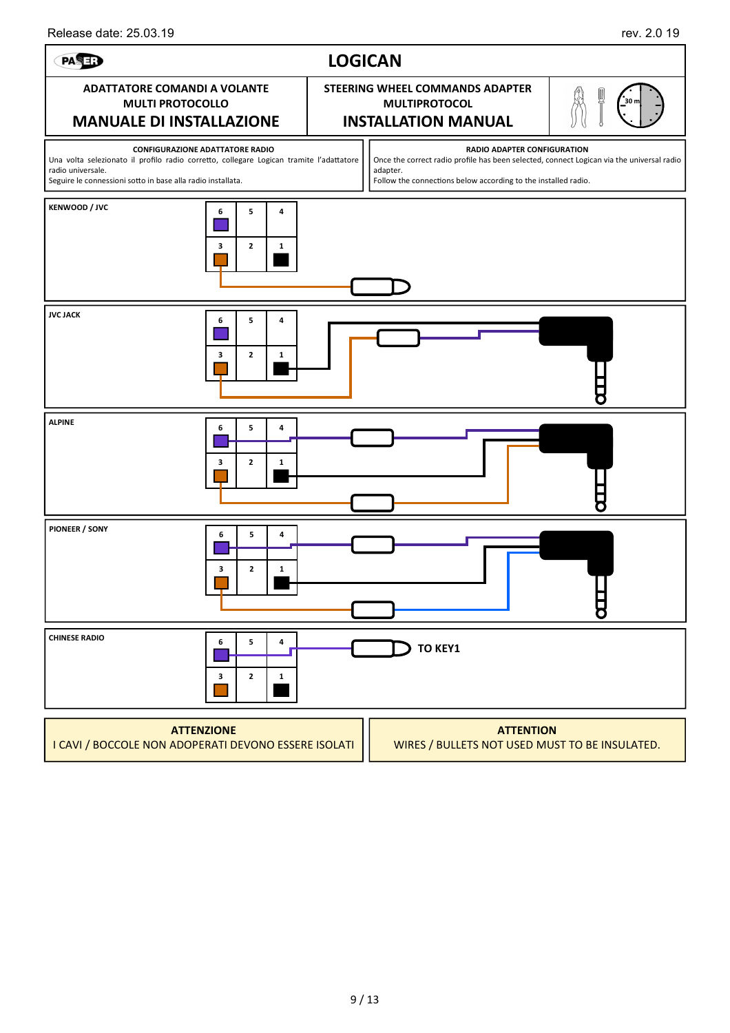Release date: 25.03.19 rev. 2.0 19

# LOGICAN

| ADATTATORE COMANDI A VOLANTE MULTI PROTOCOLLO | STEERING WHEEL COMMANDS ADAPTER MULTIPROTOCOL |
|---|---|
| **MANUALE DI INSTALLAZIONE** | **INSTALLATION MANUAL** |

**CONFIGURAZIONE ADATTATORE RADIO**

Una volta selezionato il profilo radio corretto, collegare Logican tramite l'adattatore radio universale.
Seguire le connessioni sotto in base alla radio installata.

**RADIO ADAPTER CONFIGURATION**

Once the correct radio profile has been selected, connect Logican via the universal radio adapter.
Follow the connections below according to the installed radio.

**KENWOOD / JVC**

| 6 | 5 | 4 |
|---|---|---|
| 3 | 2 | 1 |

**JVC JACK**

| 6 | 5 | 4 |
|---|---|---|
| 3 | 2 | 1 |

**ALPINE**

| 6 | 5 | 4 |
|---|---|---|
| 3 | 2 | 1 |

**PIONEER / SONY**

| 6 | 5 | 4 |
|---|---|---|
| 3 | 2 | 1 |

**CHINESE RADIO**

| 6 | 5 | 4 |
|---|---|---|
| 3 | 2 | 1 |

TO KEY1

**ATTENZIONE**
I CAVI / BOCCOLE NON ADOPERATI DEVONO ESSERE ISOLATI

**ATTENTION**
WIRES / BULLETS NOT USED MUST TO BE INSULATED.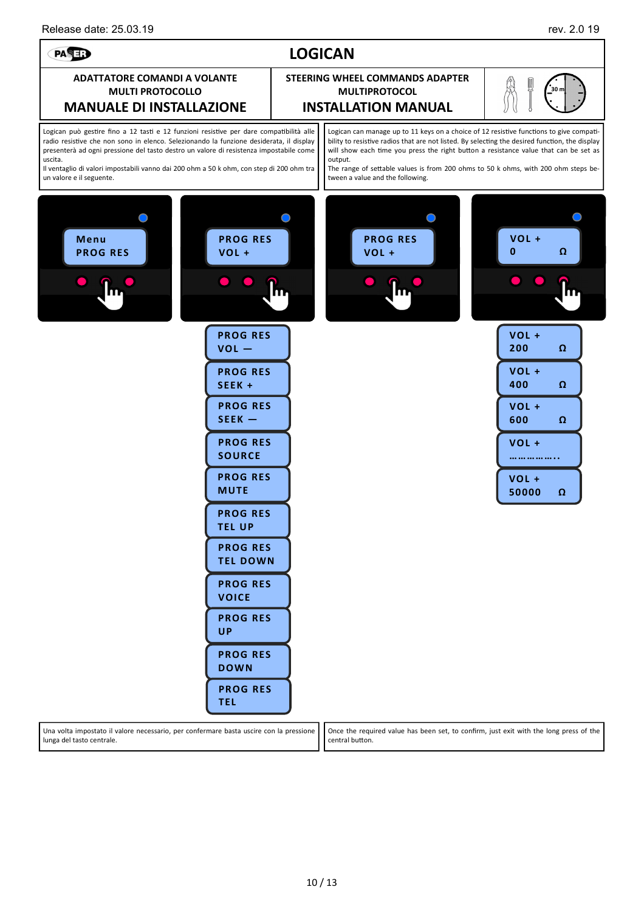Release date: 25.03.19 rev. 2.0 19

# LOGICAN

| ADATTATORE COMANDI A VOLANTE MULTI PROTOCOLLO | STEERING WHEEL COMMANDS ADAPTER MULTIPROTOCOL |
|---|---|
| **MANUALE DI INSTALLAZIONE** | **INSTALLATION MANUAL** |

Logican può gestire fino a 12 tasti e 12 funzioni resistive per dare compatibilità alle radio resistive che non sono in elenco. Selezionando la funzione desiderata, il display presenterà ad ogni pressione del tasto destro un valore di resistenza impostabile come uscita.
Il ventaglio di valori impostabili vanno dai 200 ohm a 50 k ohm, con step di 200 ohm tra un valore e il seguente.

Logican can manage up to 11 keys on a choice of 12 resistive functions to give compatibility to resistive radios that are not listed. By selecting the desired function, the display will show each time you press the right button a resistance value that can be set as output.
The range of settable values is from 200 ohms to 50 k ohms, with 200 ohm steps between a value and the following.

Menu
PROG RES

PROG RES
VOL +

PROG RES
VOL +

VOL +
0 Ω

PROG RES
VOL —

PROG RES
SEEK +

PROG RES
SEEK —

PROG RES
SOURCE

PROG RES
MUTE

PROG RES
TEL UP

PROG RES
TEL DOWN

PROG RES
VOICE

PROG RES
UP

PROG RES
DOWN

PROG RES
TEL

VOL +
200 Ω

VOL +
400 Ω

VOL +
600 Ω

VOL +
……………..

VOL +
50000 Ω

Una volta impostato il valore necessario, per confermare basta uscire con la pressione lunga del tasto centrale.

Once the required value has been set, to confirm, just exit with the long press of the central button.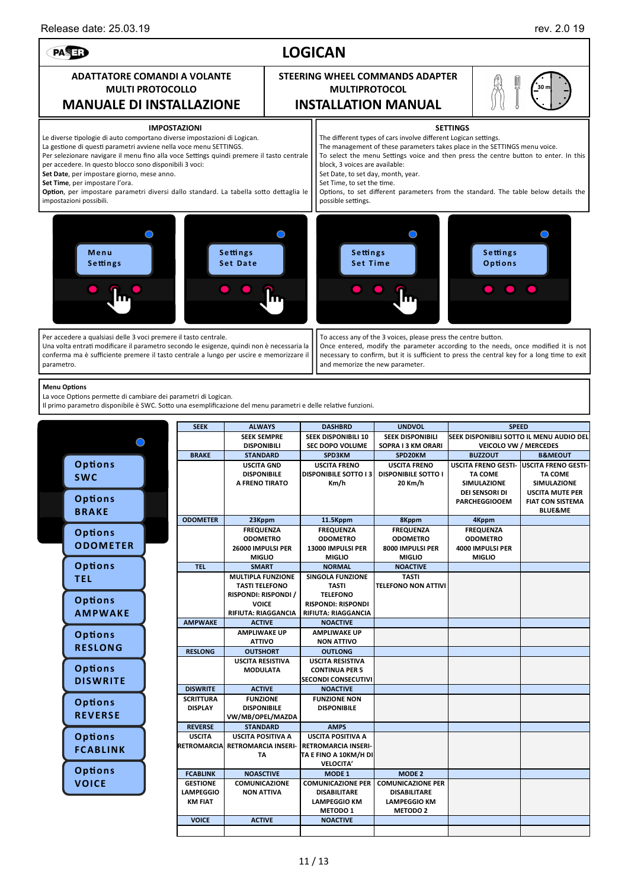Release date: 25.03.19 rev. 2.0 19

# LOGICAN

| ADATTATORE COMANDI A VOLANTE MULTI PROTOCOLLO | STEERING WHEEL COMMANDS ADAPTER MULTIPROTOCOL |
|---|---|
| **MANUALE DI INSTALLAZIONE** | **INSTALLATION MANUAL** |

## IMPOSTAZIONI

Le diverse tipologie di auto comportano diverse impostazioni di Logican.
La gestione di questi parametri avviene nella voce menu SETTINGS.
Per selezionare navigare il menu fino alla voce Settings quindi premere il tasto centrale per accedere. In questo blocco sono disponibili 3 voci:
**Set Date**, per impostare giorno, mese anno.
**Set Time**, per impostare l'ora.
**Option**, per impostare parametri diversi dallo standard. La tabella sotto dettaglia le impostazioni possibili.

## SETTINGS

The different types of cars involve different Logican settings.
The management of these parameters takes place in the SETTINGS menu voice.
To select the menu Settings voice and then press the centre button to enter. In this block, 3 voices are available:
Set Date, to set day, month, year.
Set Time, to set the time.
Options, to set different parameters from the standard. The table below details the possible settings.

Menu Settings — Settings Set Date — Settings Set Time — Settings Options

Per accedere a qualsiasi delle 3 voci premere il tasto centrale.
Una volta entrati modificare il parametro secondo le esigenze, quindi non è necessaria la conferma ma è sufficiente premere il tasto centrale a lungo per uscire e memorizzare il parametro.

To access any of the 3 voices, please press the centre button.
Once entered, modify the parameter according to the needs, once modified it is not necessary to confirm, but it is sufficient to press the central key for a long time to exit and memorize the new parameter.

**Menu Options**
La voce Options permette di cambiare dei parametri di Logican.
Il primo parametro disponibile è SWC. Sotto una esemplificazione del menu parametri e delle relative funzioni.

Options SWC, Options BRAKE, Options ODOMETER, Options TEL, Options AMPWAKE, Options RESLONG, Options DISWRITE, Options REVERSE, Options FCABLINK, Options VOICE

| SEEK | ALWAYS | DASHBRD | UNDVOL | SPEED | |
|---|---|---|---|---|---|
| | SEEK SEMPRE DISPONIBILI | SEEK DISPONIBILI 10 SEC DOPO VOLUME | SEEK DISPONIBILI SOPRA I 3 KM ORARI | SEEK DISPONIBILI SOTTO IL MENU AUDIO DEL VEICOLO VW / MERCEDES | |
| **BRAKE** | **STANDARD** | **SPD3KM** | **SPD20KM** | **BUZZOUT** | **B&MEOUT** |
| | USCITA GND DISPONIBILE A FRENO TIRATO | USCITA FRENO DISPONIBILE SOTTO I 3 Km/h | USCITA FRENO DISPONIBILE SOTTO I 20 Km/h | USCITA FRENO GESTITA COME SIMULAZIONE DEI SENSORI DI PARCHEGGIOEEM | USCITA FRENO GESTITA COME SIMULAZIONE USCITA MUTE PER FIAT CON SISTEMA BLUE&ME |
| **ODOMETER** | **23Kppm** | **11.5Kppm** | **8Kppm** | **4Kppm** | |
| | FREQUENZA ODOMETRO 26000 IMPULSI PER MIGLIO | FREQUENZA ODOMETRO 13000 IMPULSI PER MIGLIO | FREQUENZA ODOMETRO 8000 IMPULSI PER MIGLIO | FREQUENZA ODOMETRO 4000 IMPULSI PER MIGLIO | |
| **TEL** | **SMART** | **NORMAL** | **NOACTIVE** | | |
| | MULTIPLA FUNZIONE TASTI TELEFONO RISPONDI: RISPONDI / VOICE RIFIUTA: RIAGGANCIA | SINGOLA FUNZIONE TASTI TELEFONO RISPONDI: RISPONDI RIFIUTA: RIAGGANCIA | TASTI TELEFONO NON ATTIVI | | |
| **AMPWAKE** | **ACTIVE** | **NOACTIVE** | | | |
| | AMPLIWAKE UP ATTIVO | AMPLIWAKE UP NON ATTIVO | | | |
| **RESLONG** | **OUTSHORT** | **OUTLONG** | | | |
| | USCITA RESISTIVA MODULATA | USCITA RESISTIVA CONTINUA PER 5 SECONDI CONSECUTIVI | | | |
| **DISWRITE** | **ACTIVE** | **NOACTIVE** | | | |
| SCRITTURA DISPLAY | FUNZIONE DISPONIBILE VW/MB/OPEL/MAZDA | FUNZIONE NON DISPONIBILE | | | |
| **REVERSE** | **STANDARD** | **AMPS** | | | |
| USCITA RETROMARCIA | USCITA POSITIVA A RETROMARCIA INSERITA | USCITA POSITIVA A RETROMARCIA INSERITA E FINO A 10KM/H DI VELOCITA' | | | |
| **FCABLINK** | **NOASCTIVE** | **MODE 1** | **MODE 2** | | |
| GESTIONE LAMPEGGIO KM FIAT | COMUNICAZIONE NON ATTIVA | COMUNICAZIONE PER DISABILITARE LAMPEGGIO KM METODO 1 | COMUNICAZIONE PER DISABILITARE LAMPEGGIO KM METODO 2 | | |
| **VOICE** | **ACTIVE** | **NOACTIVE** | | | |
| | | | | | |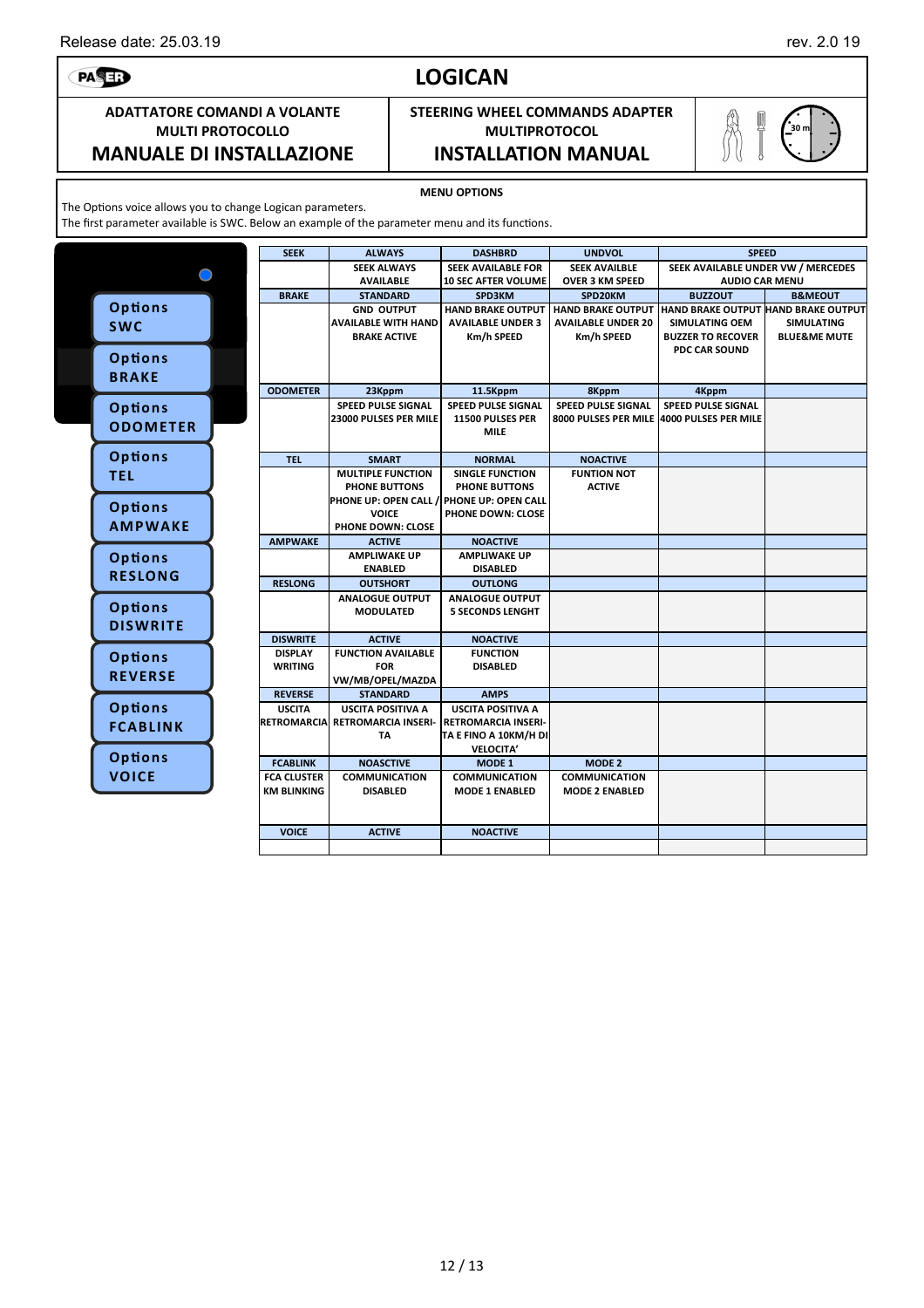Release date: 25.03.19 rev. 2.0 19

# LOGICAN

| ADATTATORE COMANDI A VOLANTE MULTI PROTOCOLLO | STEERING WHEEL COMMANDS ADAPTER MULTIPROTOCOL |
|---|---|
| **MANUALE DI INSTALLAZIONE** | **INSTALLATION MANUAL** |

## MENU OPTIONS

The Options voice allows you to change Logican parameters.
The first parameter available is SWC. Below an example of the parameter menu and its functions.

Options SWC
Options BRAKE
Options ODOMETER
Options TEL
Options AMPWAKE
Options RESLONG
Options DISWRITE
Options REVERSE
Options FCABLINK
Options VOICE

| SEEK | ALWAYS | DASHBRD | UNDVOL | SPEED | |
|---|---|---|---|---|---|
| | SEEK ALWAYS AVAILABLE | SEEK AVAILABLE FOR 10 SEC AFTER VOLUME | SEEK AVAILBLE OVER 3 KM SPEED | SEEK AVAILABLE UNDER VW / MERCEDES AUDIO CAR MENU | |
| **BRAKE** | **STANDARD** | **SPD3KM** | **SPD20KM** | **BUZZOUT** | **B&MEOUT** |
| | GND OUTPUT AVAILABLE WITH HAND BRAKE ACTIVE | HAND BRAKE OUTPUT AVAILABLE UNDER 3 Km/h SPEED | HAND BRAKE OUTPUT AVAILABLE UNDER 20 Km/h SPEED | HAND BRAKE OUTPUT SIMULATING OEM BUZZER TO RECOVER PDC CAR SOUND | HAND BRAKE OUTPUT SIMULATING BLUE&ME MUTE |
| **ODOMETER** | **23Kppm** | **11.5Kppm** | **8Kppm** | **4Kppm** | |
| | SPEED PULSE SIGNAL 23000 PULSES PER MILE | SPEED PULSE SIGNAL 11500 PULSES PER MILE | SPEED PULSE SIGNAL 8000 PULSES PER MILE | SPEED PULSE SIGNAL 4000 PULSES PER MILE | |
| **TEL** | **SMART** | **NORMAL** | **NOACTIVE** | | |
| | MULTIPLE FUNCTION PHONE BUTTONS PHONE UP: OPEN CALL / VOICE PHONE DOWN: CLOSE | SINGLE FUNCTION PHONE BUTTONS PHONE UP: OPEN CALL PHONE DOWN: CLOSE | FUNTION NOT ACTIVE | | |
| **AMPWAKE** | **ACTIVE** | **NOACTIVE** | | | |
| | AMPLIWAKE UP ENABLED | AMPLIWAKE UP DISABLED | | | |
| **RESLONG** | **OUTSHORT** | **OUTLONG** | | | |
| | ANALOGUE OUTPUT MODULATED | ANALOGUE OUTPUT 5 SECONDS LENGHT | | | |
| **DISWRITE** | **ACTIVE** | **NOACTIVE** | | | |
| DISPLAY WRITING | FUNCTION AVAILABLE FOR VW/MB/OPEL/MAZDA | FUNCTION DISABLED | | | |
| **REVERSE** | **STANDARD** | **AMPS** | | | |
| USCITA RETROMARCIA | USCITA POSITIVA A RETROMARCIA INSERI-TA | USCITA POSITIVA A RETROMARCIA INSERI-TA E FINO A 10KM/H DI VELOCITA' | | | |
| **FCABLINK** | **NOASCTIVE** | **MODE 1** | **MODE 2** | | |
| FCA CLUSTER KM BLINKING | COMMUNICATION DISABLED | COMMUNICATION MODE 1 ENABLED | COMMUNICATION MODE 2 ENABLED | | |
| **VOICE** | **ACTIVE** | **NOACTIVE** | | | |
| | | | | | |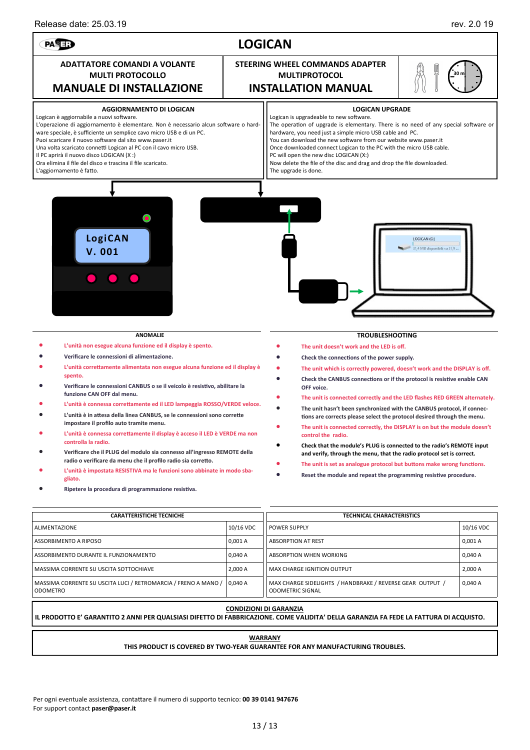Release date: 25.03.19 rev. 2.0 19

# LOGICAN

## ADATTATORE COMANDI A VOLANTE MULTI PROTOCOLLO
## MANUALE DI INSTALLAZIONE

## STEERING WHEEL COMMANDS ADAPTER MULTIPROTOCOL
## INSTALLATION MANUAL

### AGGIORNAMENTO DI LOGICAN

Logican è aggiornabile a nuovi software.
L'operazione di aggiornamento è elementare. Non è necessario alcun software o hardware speciale, è sufficiente un semplice cavo micro USB e di un PC.
Puoi scaricare il nuovo software dal sito www.paser.it
Una volta scaricato connetti Logican al PC con il cavo micro USB.
Il PC aprirà il nuovo disco LOGICAN (X :)
Ora elimina il file del disco e trascina il file scaricato.
L'aggiornamento è fatto.

### LOGICAN UPGRADE

Logican is upgradeable to new software.
The operation of upgrade is elementary. There is no need of any special software or hardware, you need just a simple micro USB cable and PC.
You can download the new software from our website www.paser.it
Once downloaded connect Logican to the PC with the micro USB cable.
PC will open the new disc LOGICAN (X:)
Now delete the file of the disc and drag and drop the file downloaded.
The upgrade is done.

LogiCAN
V. 001

LOGICAN (G:)
31,4 MB disponibili su 31,9 ...

### ANOMALIE

- L'unità non esegue alcuna funzione ed il display è spento.
- Verificare le connessioni di alimentazione.
- L'unità correttamente alimentata non esegue alcuna funzione ed il display è spento.
- Verificare le connessioni CANBUS o se il veicolo è resistivo, abilitare la funzione CAN OFF dal menu.
- L'unità è connessa correttamente ed il LED lampeggia ROSSO/VERDE veloce.
- L'unità è in attesa della linea CANBUS, se le connessioni sono corrette impostare il profilo auto tramite menu.
- L'unità è connessa correttamente il display è acceso il LED è VERDE ma non controlla la radio.
- Verificare che il PLUG del modulo sia connesso all'ingresso REMOTE della radio o verificare da menu che il profilo radio sia corretto.
- L'unità è impostata RESISTIVA ma le funzioni sono abbinate in modo sbagliato.
- Ripetere la procedura di programmazione resistiva.

### TROUBLESHOOTING

- The unit doesn't work and the LED is off.
- Check the connections of the power supply.
- The unit which is correctly powered, doesn't work and the DISPLAY is off.
- Check the CANBUS connections or if the protocol is resistive enable CAN OFF voice.
- The unit is connected correctly and the LED flashes RED GREEN alternately.
- The unit hasn't been synchronized with the CANBUS protocol, if connections are corrects please select the protocol desired through the menu.
- The unit is connected correctly, the DISPLAY is on but the module doesn't control the radio.
- Check that the module's PLUG is connected to the radio's REMOTE input and verify, through the menu, that the radio protocol set is correct.
- The unit is set as analogue protocol but buttons make wrong functions.
- Reset the module and repeat the programming resistive procedure.

| CARATTERISTICHE TECNICHE | |
|---|---|
| ALIMENTAZIONE | 10/16 VDC |
| ASSORBIMENTO A RIPOSO | 0,001 A |
| ASSORBIMENTO DURANTE IL FUNZIONAMENTO | 0,040 A |
| MASSIMA CORRENTE SU USCITA SOTTOCHIAVE | 2,000 A |
| MASSIMA CORRENTE SU USCITA LUCI / RETROMARCIA / FRENO A MANO / ODOMETRO | 0,040 A |

| TECHNICAL CHARACTERISTICS | |
|---|---|
| POWER SUPPLY | 10/16 VDC |
| ABSORPTION AT REST | 0,001 A |
| ABSORPTION WHEN WORKING | 0,040 A |
| MAX CHARGE IGNITION OUTPUT | 2,000 A |
| MAX CHARGE SIDELIGHTS / HANDBRAKE / REVERSE GEAR OUTPUT / ODOMETRIC SIGNAL | 0,040 A |

**CONDIZIONI DI GARANZIA**

**IL PRODOTTO E' GARANTITO 2 ANNI PER QUALSIASI DIFETTO DI FABBRICAZIONE. COME VALIDITA' DELLA GARANZIA FA FEDE LA FATTURA DI ACQUISTO.**

**WARRANY**

**THIS PRODUCT IS COVERED BY TWO-YEAR GUARANTEE FOR ANY MANUFACTURING TROUBLES.**

Per ogni eventuale assistenza, contattare il numero di supporto tecnico: **00 39 0141 947676**
For support contact **paser@paser.it**